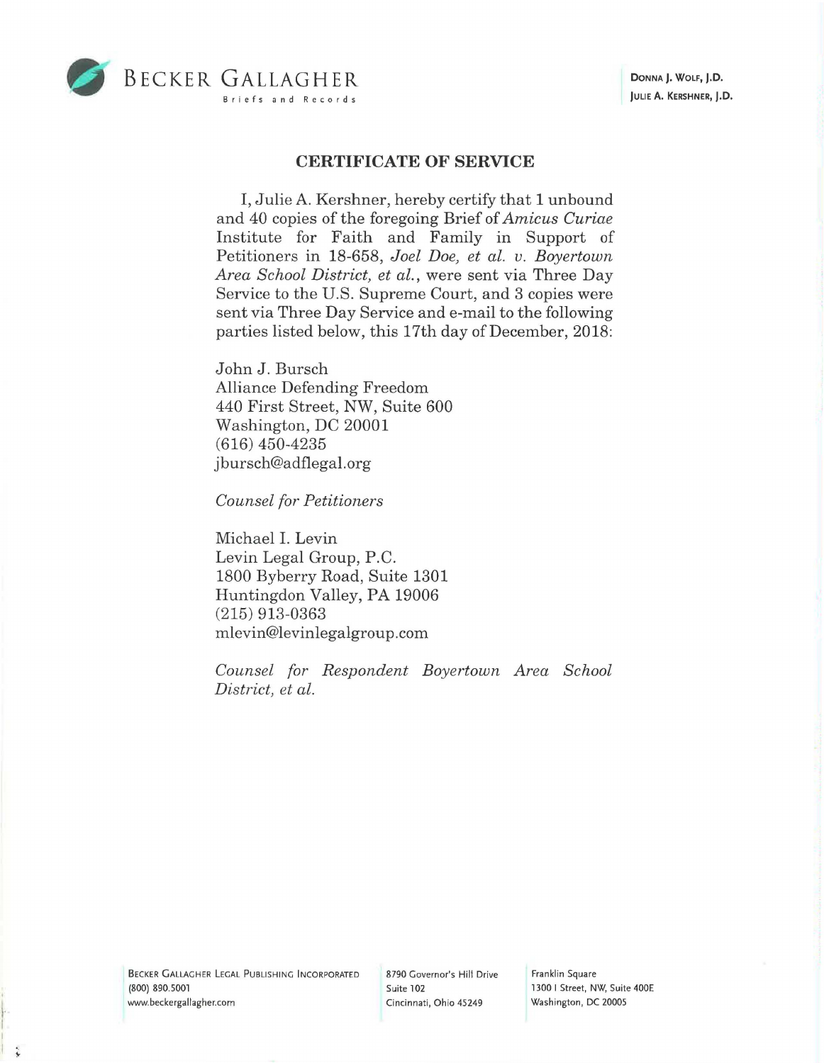BECKER GALLAGHER
Briefs and Records

DONNA J. WOLF, J.D.
JULIE A. KERSHNER, J.D.

## CERTIFICATE OF SERVICE

I, Julie A. Kershner, hereby certify that 1 unbound and 40 copies of the foregoing Brief of *Amicus Curiae* Institute for Faith and Family in Support of Petitioners in 18-658, *Joel Doe, et al. v. Boyertown Area School District, et al.*, were sent via Three Day Service to the U.S. Supreme Court, and 3 copies were sent via Three Day Service and e-mail to the following parties listed below, this 17th day of December, 2018:

John J. Bursch
Alliance Defending Freedom
440 First Street, NW, Suite 600
Washington, DC 20001
(616) 450-4235
jbursch@adflegal.org

*Counsel for Petitioners*

Michael I. Levin
Levin Legal Group, P.C.
1800 Byberry Road, Suite 1301
Huntingdon Valley, PA 19006
(215) 913-0363
mlevin@levinlegalgroup.com

*Counsel for Respondent Boyertown Area School District, et al.*

BECKER GALLAGHER LEGAL PUBLISHING INCORPORATED
(800) 890.5001
www.beckergallagher.com

8790 Governor's Hill Drive
Suite 102
Cincinnati, Ohio 45249

Franklin Square
1300 I Street, NW, Suite 400E
Washington, DC 20005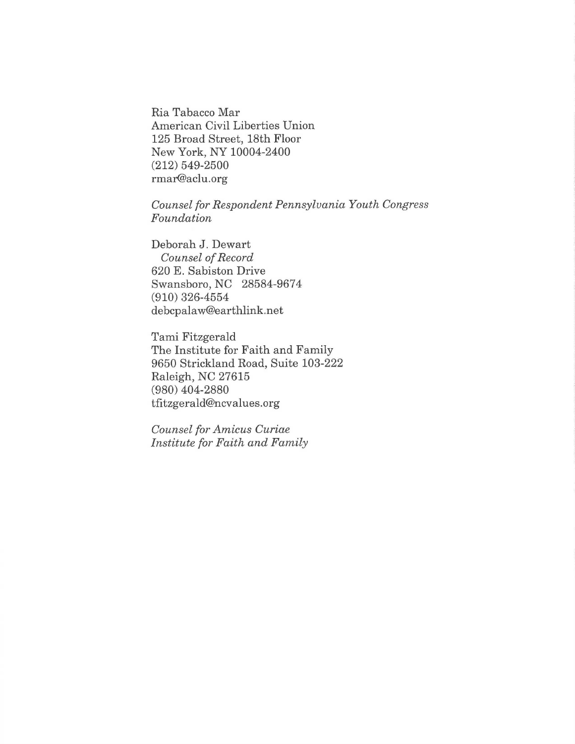Ria Tabacco Mar
American Civil Liberties Union
125 Broad Street, 18th Floor
New York, NY 10004-2400
(212) 549-2500
rmar@aclu.org

*Counsel for Respondent Pennsylvania Youth Congress Foundation*

Deborah J. Dewart
*Counsel of Record*
620 E. Sabiston Drive
Swansboro, NC 28584-9674
(910) 326-4554
debcpalaw@earthlink.net

Tami Fitzgerald
The Institute for Faith and Family
9650 Strickland Road, Suite 103-222
Raleigh, NC 27615
(980) 404-2880
tfitzgerald@ncvalues.org

*Counsel for Amicus Curiae Institute for Faith and Family*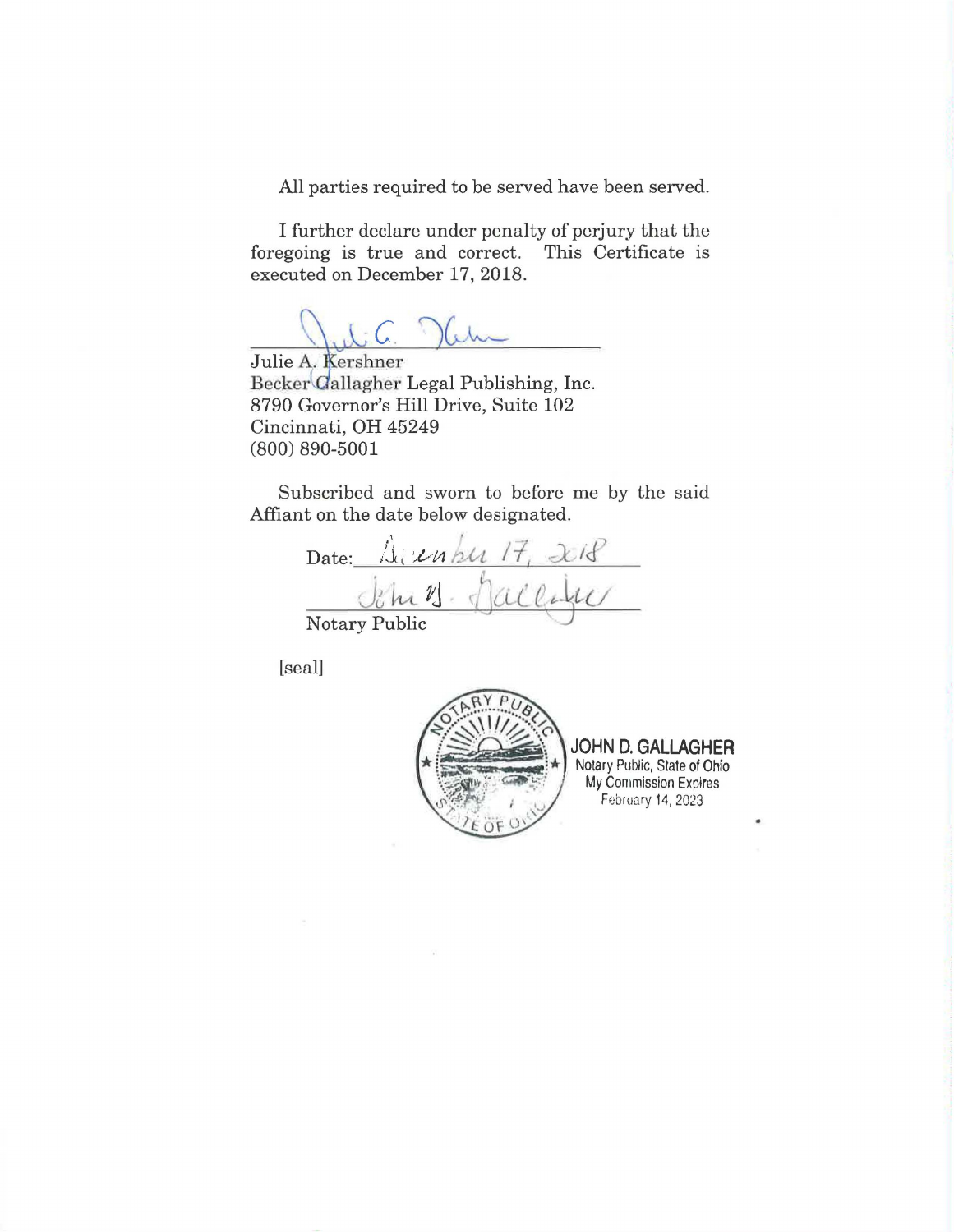All parties required to be served have been served.

I further declare under penalty of perjury that the foregoing is true and correct. This Certificate is executed on December 17, 2018.

Julie A. Kershner
Becker Gallagher Legal Publishing, Inc.
8790 Governor's Hill Drive, Suite 102
Cincinnati, OH 45249
(800) 890-5001

Subscribed and sworn to before me by the said Affiant on the date below designated.

Date: December 17, 2018

Notary Public

[seal]

NOTARY PUBLIC STATE OF OHIO

**JOHN D. GALLAGHER**
Notary Public, State of Ohio
My Commission Expires
February 14, 2023